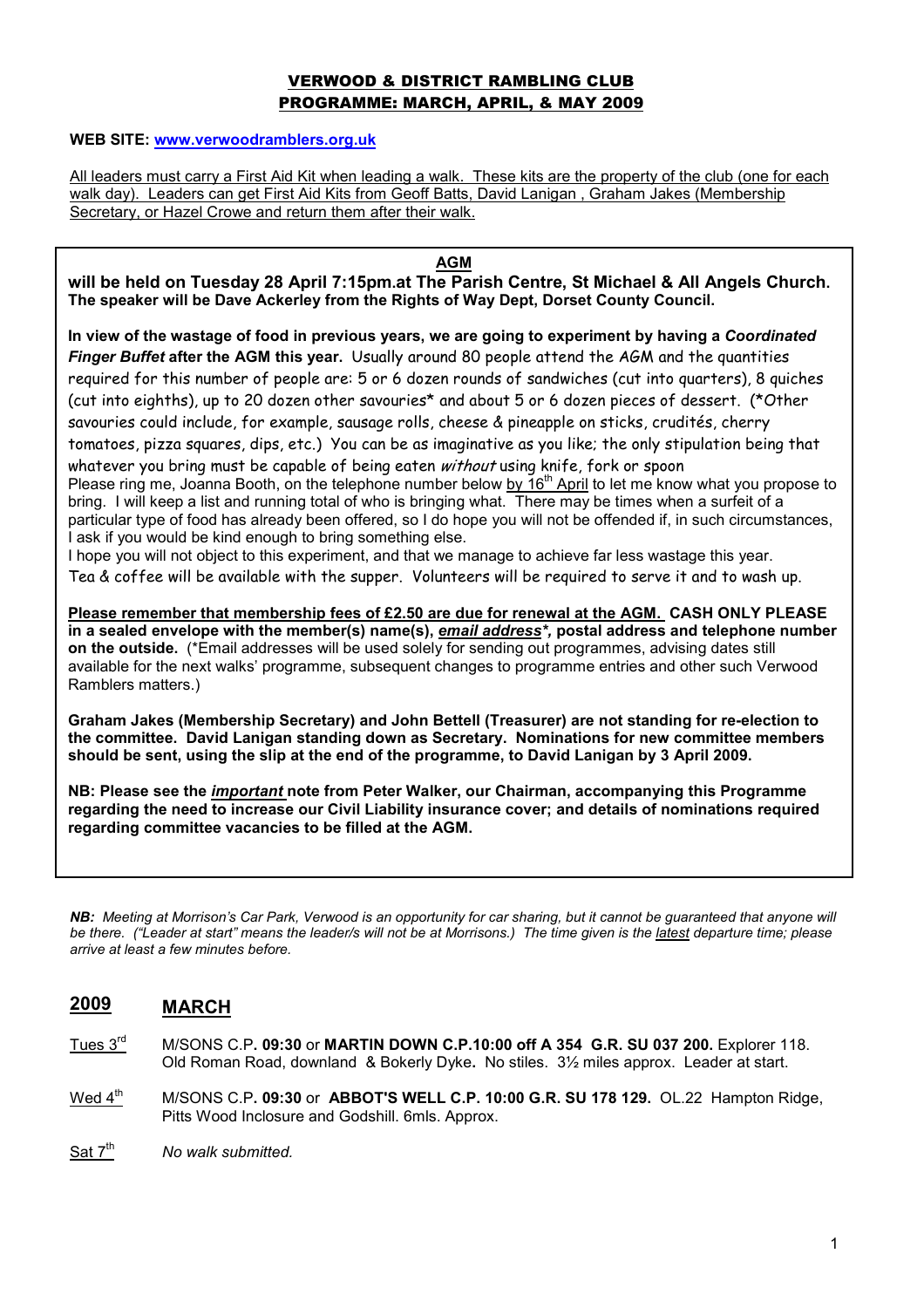# VERWOOD & DISTRICT RAMBLING CLUB
## PROGRAMME: MARCH, APRIL, & MAY 2009

**WEB SITE: www.verwoodramblers.org.uk**

All leaders must carry a First Aid Kit when leading a walk. These kits are the property of the club (one for each walk day). Leaders can get First Aid Kits from Geoff Batts, David Lanigan , Graham Jakes (Membership Secretary, or Hazel Crowe and return them after their walk.

**AGM**

**will be held on Tuesday 28 April 7:15pm.at The Parish Centre, St Michael & All Angels Church. The speaker will be Dave Ackerley from the Rights of Way Dept, Dorset County Council.**

**In view of the wastage of food in previous years, we are going to experiment by having a *Coordinated Finger Buffet* after the AGM this year.** Usually around 80 people attend the AGM and the quantities required for this number of people are: 5 or 6 dozen rounds of sandwiches (cut into quarters), 8 quiches (cut into eighths), up to 20 dozen other savouries* and about 5 or 6 dozen pieces of dessert. (*Other savouries could include, for example, sausage rolls, cheese & pineapple on sticks, crudités, cherry tomatoes, pizza squares, dips, etc.) You can be as imaginative as you like; the only stipulation being that whatever you bring must be capable of being eaten *without* using knife, fork or spoon
Please ring me, Joanna Booth, on the telephone number below by 16th April to let me know what you propose to bring. I will keep a list and running total of who is bringing what. There may be times when a surfeit of a particular type of food has already been offered, so I do hope you will not be offended if, in such circumstances, I ask if you would be kind enough to bring something else.
I hope you will not object to this experiment, and that we manage to achieve far less wastage this year.
Tea & coffee will be available with the supper. Volunteers will be required to serve it and to wash up.

**Please remember that membership fees of £2.50 are due for renewal at the AGM. CASH ONLY PLEASE in a sealed envelope with the member(s) name(s), *email address**, postal address and telephone number on the outside.** (*Email addresses will be used solely for sending out programmes, advising dates still available for the next walks' programme, subsequent changes to programme entries and other such Verwood Ramblers matters.)

**Graham Jakes (Membership Secretary) and John Bettell (Treasurer) are not standing for re-election to the committee. David Lanigan standing down as Secretary. Nominations for new committee members should be sent, using the slip at the end of the programme, to David Lanigan by 3 April 2009.**

**NB: Please see the *important* note from Peter Walker, our Chairman, accompanying this Programme regarding the need to increase our Civil Liability insurance cover; and details of nominations required regarding committee vacancies to be filled at the AGM.**

***NB:** Meeting at Morrison's Car Park, Verwood is an opportunity for car sharing, but it cannot be guaranteed that anyone will be there. ("Leader at start" means the leader/s will not be at Morrisons.) The time given is the latest departure time; please arrive at least a few minutes before.*

## 2009 MARCH

Tues 3rd — M/SONS C.P**. 09:30** or **MARTIN DOWN C.P.10:00 off A 354 G.R. SU 037 200.** Explorer 118. Old Roman Road, downland & Bokerly Dyke**.** No stiles. 3½ miles approx. Leader at start.

Wed 4th — M/SONS C.P**. 09:30** or **ABBOT'S WELL C.P. 10:00 G.R. SU 178 129.** OL.22 Hampton Ridge, Pitts Wood Inclosure and Godshill. 6mls. Approx.

Sat 7th — *No walk submitted.*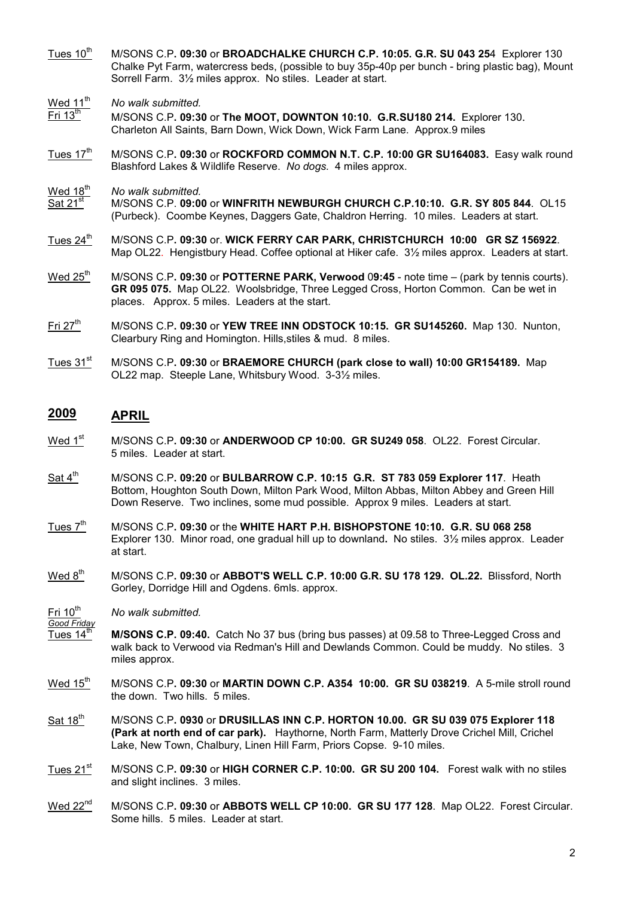Tues 10th M/SONS C.P**. 09:30** or **BROADCHALKE CHURCH C.P. 10:05. G.R. SU 043 25**4 Explorer 130 Chalke Pyt Farm, watercress beds, (possible to buy 35p-40p per bunch - bring plastic bag), Mount Sorrell Farm. 3½ miles approx. No stiles. Leader at start.

Wed 11th *No walk submitted.*

Fri 13th M/SONS C.P**. 09:30** or **The MOOT, DOWNTON 10:10. G.R.SU180 214.** Explorer 130. Charleton All Saints, Barn Down, Wick Down, Wick Farm Lane. Approx.9 miles

Tues 17th M/SONS C.P**. 09:30** or **ROCKFORD COMMON N.T. C.P. 10:00 GR SU164083.** Easy walk round Blashford Lakes & Wildlife Reserve. *No dogs.* 4 miles approx.

Wed 18th *No walk submitted.*

Sat 21st M/SONS C.P. **09:00** or **WINFRITH NEWBURGH CHURCH C.P.10:10. G.R. SY 805 844**. OL15 (Purbeck). Coombe Keynes, Daggers Gate, Chaldron Herring. 10 miles. Leaders at start.

Tues 24th M/SONS C.P**. 09:30** or. **WICK FERRY CAR PARK, CHRISTCHURCH 10:00 GR SZ 156922**. Map OL22. Hengistbury Head. Coffee optional at Hiker cafe. 3½ miles approx. Leaders at start.

Wed 25th M/SONS C.P**. 09:30** or **POTTERNE PARK, Verwood** 0**9:45** - note time – (park by tennis courts). **GR 095 075.** Map OL22. Woolsbridge, Three Legged Cross, Horton Common. Can be wet in places. Approx. 5 miles. Leaders at the start.

Fri 27th M/SONS C.P**. 09:30** or **YEW TREE INN ODSTOCK 10:15. GR SU145260.** Map 130. Nunton, Clearbury Ring and Homington. Hills,stiles & mud. 8 miles.

Tues 31st M/SONS C.P**. 09:30** or **BRAEMORE CHURCH (park close to wall) 10:00 GR154189.** Map OL22 map. Steeple Lane, Whitsbury Wood. 3-3½ miles.

## 2009 APRIL

Wed 1st M/SONS C.P**. 09:30** or **ANDERWOOD CP 10:00. GR SU249 058**. OL22. Forest Circular. 5 miles. Leader at start.

Sat 4th M/SONS C.P**. 09:20** or **BULBARROW C.P. 10:15 G.R. ST 783 059 Explorer 117**. Heath Bottom, Houghton South Down, Milton Park Wood, Milton Abbas, Milton Abbey and Green Hill Down Reserve. Two inclines, some mud possible. Approx 9 miles. Leaders at start.

Tues 7th M/SONS C.P**. 09:30** or the **WHITE HART P.H. BISHOPSTONE 10:10. G.R. SU 068 258** Explorer 130. Minor road, one gradual hill up to downland**.** No stiles. 3½ miles approx. Leader at start.

Wed 8th M/SONS C.P**. 09:30** or **ABBOT'S WELL C.P. 10:00 G.R. SU 178 129. OL.22.** Blissford, North Gorley, Dorridge Hill and Ogdens. 6mls. approx.

Fri 10th *Good Friday* *No walk submitted.*

Tues 14th **M/SONS C.P. 09:40.** Catch No 37 bus (bring bus passes) at 09.58 to Three-Legged Cross and walk back to Verwood via Redman's Hill and Dewlands Common. Could be muddy. No stiles. 3 miles approx.

Wed 15th M/SONS C.P**. 09:30** or **MARTIN DOWN C.P. A354 10:00. GR SU 038219**. A 5-mile stroll round the down. Two hills. 5 miles.

Sat 18th M/SONS C.P**. 0930** or **DRUSILLAS INN C.P. HORTON 10.00. GR SU 039 075 Explorer 118 (Park at north end of car park).** Haythorne, North Farm, Matterly Drove Crichel Mill, Crichel Lake, New Town, Chalbury, Linen Hill Farm, Priors Copse. 9-10 miles.

Tues 21st M/SONS C.P**. 09:30** or **HIGH CORNER C.P. 10:00. GR SU 200 104.** Forest walk with no stiles and slight inclines. 3 miles.

Wed 22nd M/SONS C.P**. 09:30** or **ABBOTS WELL CP 10:00. GR SU 177 128**. Map OL22. Forest Circular. Some hills. 5 miles. Leader at start.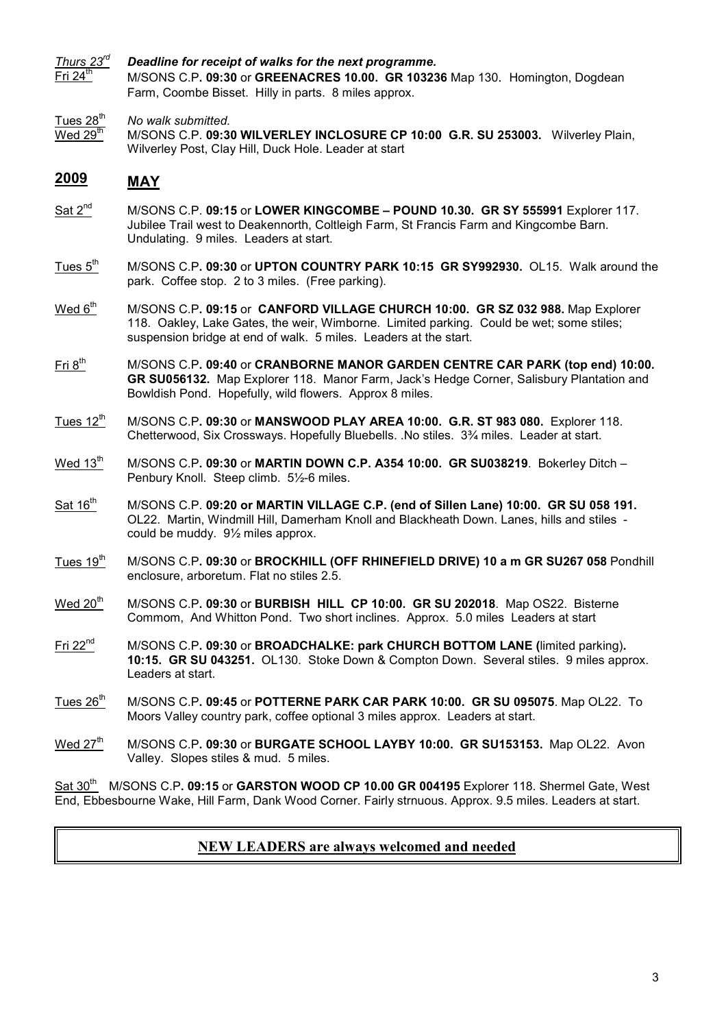*Thurs 23rd* ***Deadline for receipt of walks for the next programme.***

Fri 24th M/SONS C.P**. 09:30** or **GREENACRES 10.00. GR 103236** Map 130. Homington, Dogdean Farm, Coombe Bisset. Hilly in parts. 8 miles approx.

Tues 28th *No walk submitted.*

Wed 29th M/SONS C.P. **09:30 WILVERLEY INCLOSURE CP 10:00 G.R. SU 253003.** Wilverley Plain, Wilverley Post, Clay Hill, Duck Hole. Leader at start

## 2009 MAY

Sat 2nd M/SONS C.P. **09:15** or **LOWER KINGCOMBE – POUND 10.30. GR SY 555991** Explorer 117. Jubilee Trail west to Deakennorth, Coltleigh Farm, St Francis Farm and Kingcombe Barn. Undulating. 9 miles. Leaders at start.

Tues 5th M/SONS C.P**. 09:30** or **UPTON COUNTRY PARK 10:15 GR SY992930.** OL15. Walk around the park. Coffee stop. 2 to 3 miles. (Free parking).

Wed 6th M/SONS C.P**. 09:15** or **CANFORD VILLAGE CHURCH 10:00. GR SZ 032 988.** Map Explorer 118. Oakley, Lake Gates, the weir, Wimborne. Limited parking. Could be wet; some stiles; suspension bridge at end of walk. 5 miles. Leaders at the start.

Fri 8th M/SONS C.P**. 09:40** or **CRANBORNE MANOR GARDEN CENTRE CAR PARK (top end) 10:00. GR SU056132.** Map Explorer 118. Manor Farm, Jack's Hedge Corner, Salisbury Plantation and Bowldish Pond. Hopefully, wild flowers. Approx 8 miles.

Tues 12th M/SONS C.P**. 09:30** or **MANSWOOD PLAY AREA 10:00. G.R. ST 983 080.** Explorer 118. Chetterwood, Six Crossways. Hopefully Bluebells. .No stiles. 3¾ miles. Leader at start.

Wed 13th M/SONS C.P**. 09:30** or **MARTIN DOWN C.P. A354 10:00. GR SU038219**. Bokerley Ditch – Penbury Knoll. Steep climb. 5½-6 miles.

Sat 16th M/SONS C.P. **09:20 or MARTIN VILLAGE C.P. (end of Sillen Lane) 10:00. GR SU 058 191.** OL22. Martin, Windmill Hill, Damerham Knoll and Blackheath Down. Lanes, hills and stiles - could be muddy. 9½ miles approx.

Tues 19th M/SONS C.P**. 09:30** or **BROCKHILL (OFF RHINEFIELD DRIVE) 10 a m GR SU267 058** Pondhill enclosure, arboretum. Flat no stiles 2.5.

Wed 20th M/SONS C.P**. 09:30** or **BURBISH HILL CP 10:00. GR SU 202018**. Map OS22. Bisterne Commom, And Whitton Pond. Two short inclines. Approx. 5.0 miles Leaders at start

Fri 22nd M/SONS C.P**. 09:30** or **BROADCHALKE: park CHURCH BOTTOM LANE (**limited parking)**. 10:15. GR SU 043251.** OL130. Stoke Down & Compton Down. Several stiles. 9 miles approx. Leaders at start.

Tues 26th M/SONS C.P**. 09:45** or **POTTERNE PARK CAR PARK 10:00. GR SU 095075**. Map OL22. To Moors Valley country park, coffee optional 3 miles approx. Leaders at start.

Wed 27th M/SONS C.P**. 09:30** or **BURGATE SCHOOL LAYBY 10:00. GR SU153153.** Map OL22. Avon Valley. Slopes stiles & mud. 5 miles.

Sat 30th M/SONS C.P**. 09:15** or **GARSTON WOOD CP 10.00 GR 004195** Explorer 118. Shermel Gate, West End, Ebbesbourne Wake, Hill Farm, Dank Wood Corner. Fairly strnuous. Approx. 9.5 miles. Leaders at start.

**NEW LEADERS are always welcomed and needed**